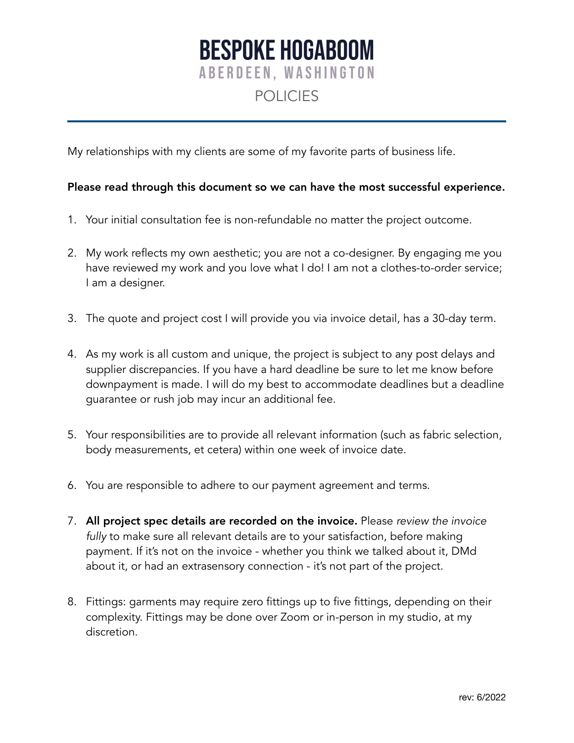# BESPOKE HOGABOOM

## ABERDEEN, WASHINGTON

## POLICIES

My relationships with my clients are some of my favorite parts of business life.

**Please read through this document so we can have the most successful experience.**

1. Your initial consultation fee is non-refundable no matter the project outcome.

2. My work reflects my own aesthetic; you are not a co-designer. By engaging me you have reviewed my work and you love what I do! I am not a clothes-to-order service; I am a designer.

3. The quote and project cost I will provide you via invoice detail, has a 30-day term.

4. As my work is all custom and unique, the project is subject to any post delays and supplier discrepancies. If you have a hard deadline be sure to let me know before downpayment is made. I will do my best to accommodate deadlines but a deadline guarantee or rush job may incur an additional fee.

5. Your responsibilities are to provide all relevant information (such as fabric selection, body measurements, et cetera) within one week of invoice date.

6. You are responsible to adhere to our payment agreement and terms.

7. **All project spec details are recorded on the invoice.** Please *review the invoice fully* to make sure all relevant details are to your satisfaction, before making payment. If it's not on the invoice - whether you think we talked about it, DMd about it, or had an extrasensory connection - it's not part of the project.

8. Fittings: garments may require zero fittings up to five fittings, depending on their complexity. Fittings may be done over Zoom or in-person in my studio, at my discretion.

rev: 6/2022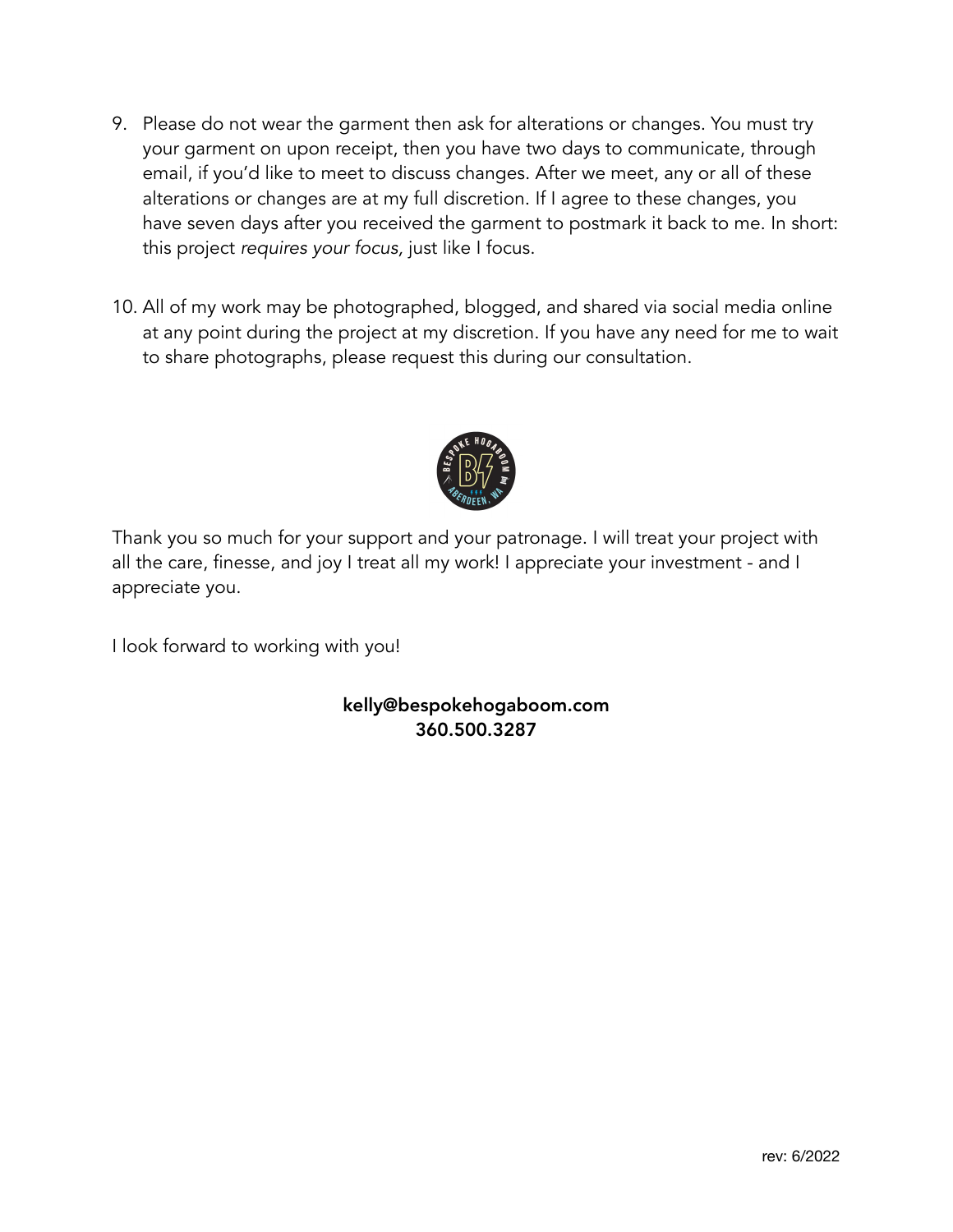9. Please do not wear the garment then ask for alterations or changes. You must try your garment on upon receipt, then you have two days to communicate, through email, if you'd like to meet to discuss changes. After we meet, any or all of these alterations or changes are at my full discretion. If I agree to these changes, you have seven days after you received the garment to postmark it back to me. In short: this project *requires your focus*, just like I focus.

10. All of my work may be photographed, blogged, and shared via social media online at any point during the project at my discretion. If you have any need for me to wait to share photographs, please request this during our consultation.

Thank you so much for your support and your patronage. I will treat your project with all the care, finesse, and joy I treat all my work! I appreciate your investment - and I appreciate you.

I look forward to working with you!

**kelly@bespokehogaboom.com**
**360.500.3287**

rev: 6/2022